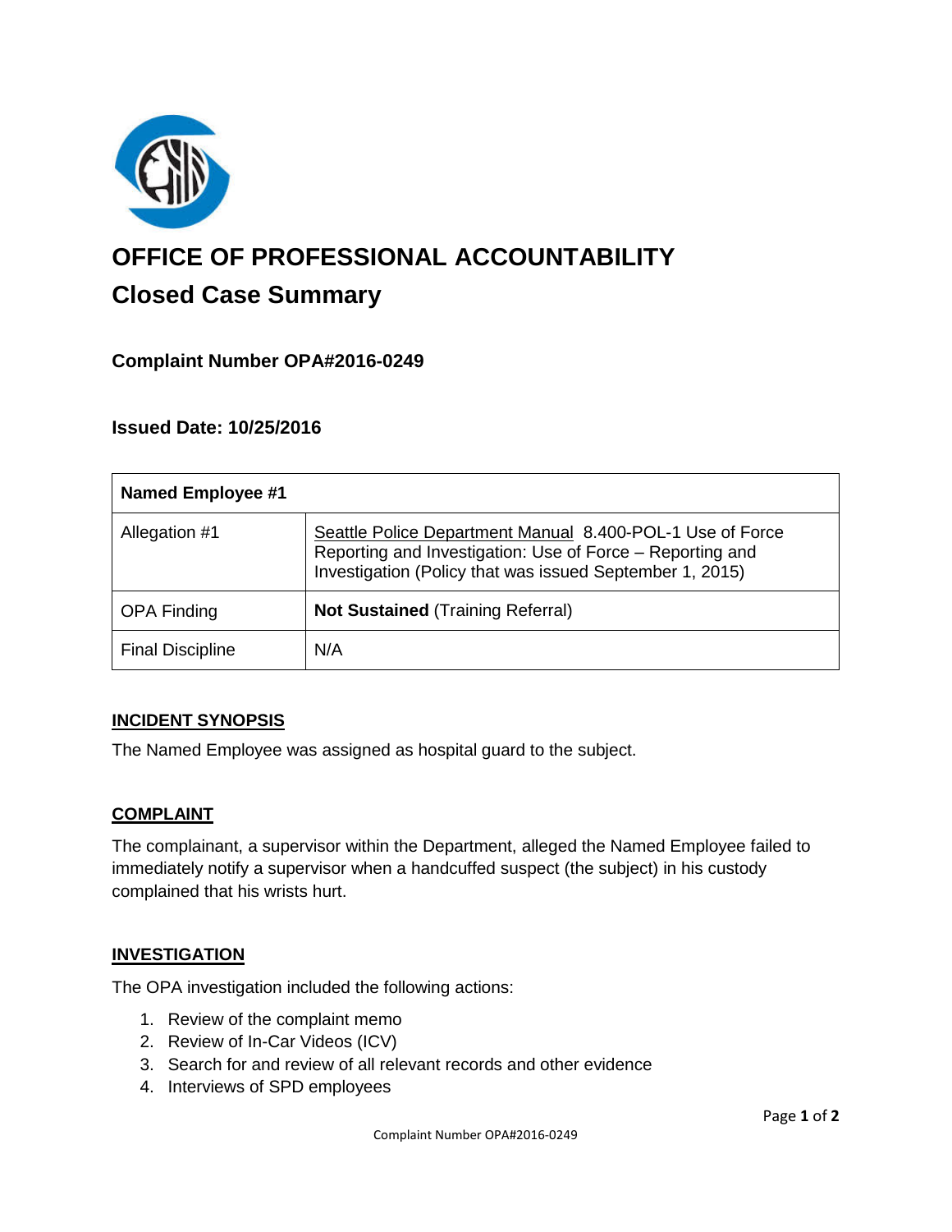# OFFICE OF PROFESSIONAL ACCOUNTABILITY

## Closed Case Summary

### Complaint Number OPA#2016-0249

### Issued Date: 10/25/2016

| Named Employee #1 | |
|---|---|
| Allegation #1 | Seattle Police Department Manual 8.400-POL-1 Use of Force Reporting and Investigation: Use of Force – Reporting and Investigation (Policy that was issued September 1, 2015) |
| OPA Finding | **Not Sustained** (Training Referral) |
| Final Discipline | N/A |

## INCIDENT SYNOPSIS

The Named Employee was assigned as hospital guard to the subject.

## COMPLAINT

The complainant, a supervisor within the Department, alleged the Named Employee failed to immediately notify a supervisor when a handcuffed suspect (the subject) in his custody complained that his wrists hurt.

## INVESTIGATION

The OPA investigation included the following actions:

1. Review of the complaint memo
2. Review of In-Car Videos (ICV)
3. Search for and review of all relevant records and other evidence
4. Interviews of SPD employees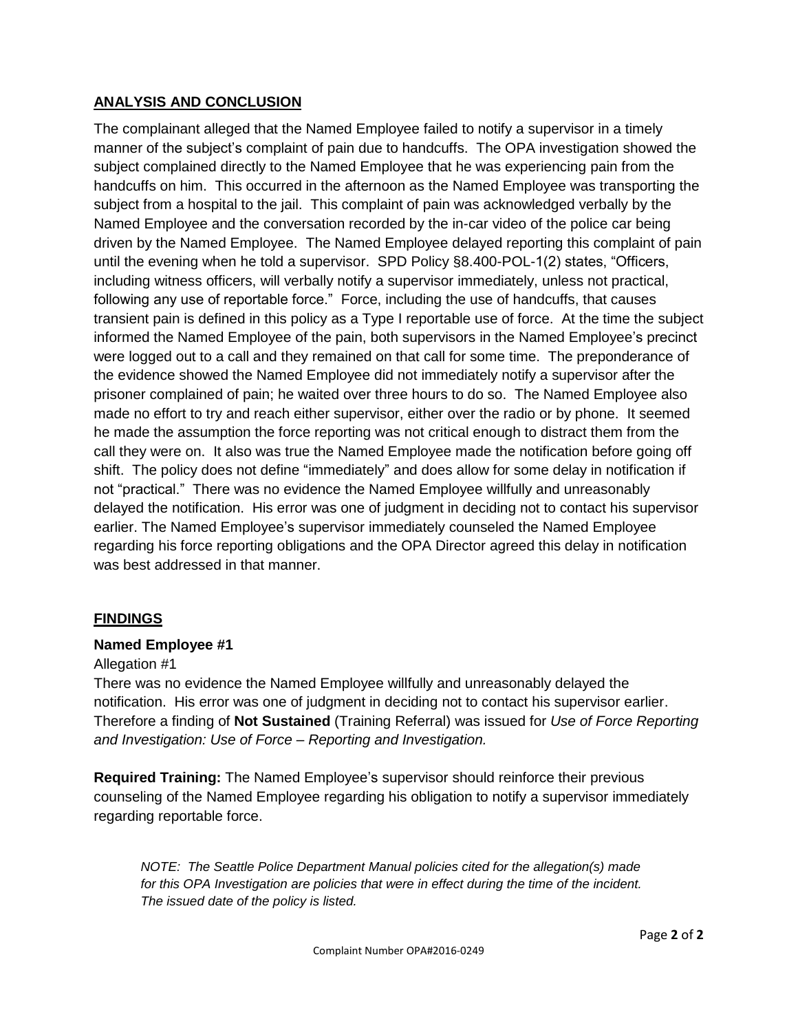## ANALYSIS AND CONCLUSION

The complainant alleged that the Named Employee failed to notify a supervisor in a timely manner of the subject's complaint of pain due to handcuffs. The OPA investigation showed the subject complained directly to the Named Employee that he was experiencing pain from the handcuffs on him. This occurred in the afternoon as the Named Employee was transporting the subject from a hospital to the jail. This complaint of pain was acknowledged verbally by the Named Employee and the conversation recorded by the in-car video of the police car being driven by the Named Employee. The Named Employee delayed reporting this complaint of pain until the evening when he told a supervisor. SPD Policy §8.400-POL-1(2) states, "Officers, including witness officers, will verbally notify a supervisor immediately, unless not practical, following any use of reportable force." Force, including the use of handcuffs, that causes transient pain is defined in this policy as a Type I reportable use of force. At the time the subject informed the Named Employee of the pain, both supervisors in the Named Employee's precinct were logged out to a call and they remained on that call for some time. The preponderance of the evidence showed the Named Employee did not immediately notify a supervisor after the prisoner complained of pain; he waited over three hours to do so. The Named Employee also made no effort to try and reach either supervisor, either over the radio or by phone. It seemed he made the assumption the force reporting was not critical enough to distract them from the call they were on. It also was true the Named Employee made the notification before going off shift. The policy does not define "immediately" and does allow for some delay in notification if not "practical." There was no evidence the Named Employee willfully and unreasonably delayed the notification. His error was one of judgment in deciding not to contact his supervisor earlier. The Named Employee's supervisor immediately counseled the Named Employee regarding his force reporting obligations and the OPA Director agreed this delay in notification was best addressed in that manner.

## FINDINGS

### Named Employee #1

Allegation #1

There was no evidence the Named Employee willfully and unreasonably delayed the notification. His error was one of judgment in deciding not to contact his supervisor earlier. Therefore a finding of **Not Sustained** (Training Referral) was issued for *Use of Force Reporting and Investigation: Use of Force – Reporting and Investigation.*

**Required Training:** The Named Employee's supervisor should reinforce their previous counseling of the Named Employee regarding his obligation to notify a supervisor immediately regarding reportable force.

*NOTE: The Seattle Police Department Manual policies cited for the allegation(s) made for this OPA Investigation are policies that were in effect during the time of the incident. The issued date of the policy is listed.*

Complaint Number OPA#2016-0249